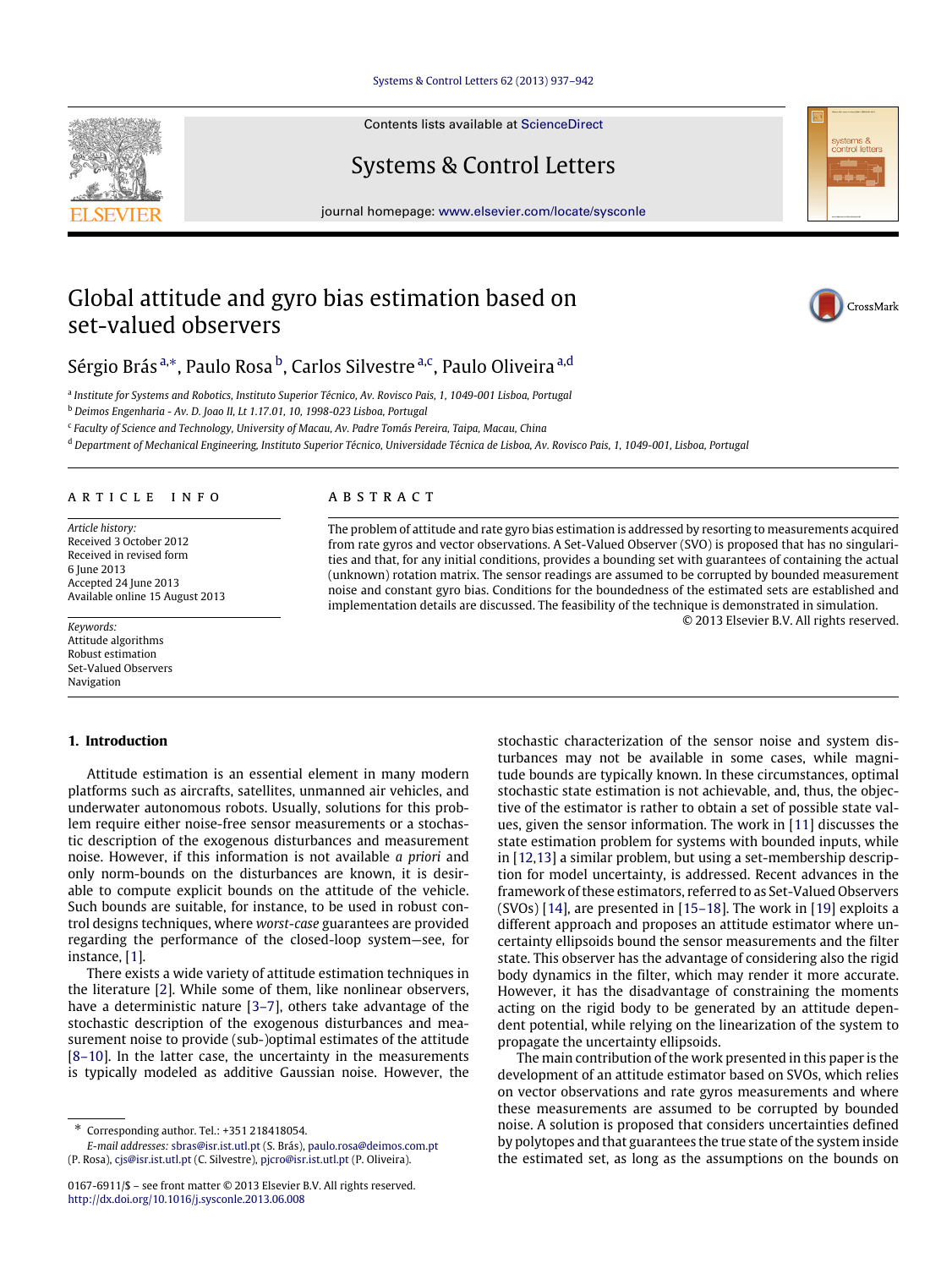# Global attitude and gyro bias estimation based on set-valued observers

Sérgio Brás [a,*], Paulo Rosa [b], Carlos Silvestre [a,c], Paulo Oliveira [a,d]

[a] Institute for Systems and Robotics, Instituto Superior Técnico, Av. Rovisco Pais, 1, 1049-001 Lisboa, Portugal
[b] Deimos Engenharia - Av. D. Joao II, Lt 1.17.01, 10, 1998-023 Lisboa, Portugal
[c] Faculty of Science and Technology, University of Macau, Av. Padre Tomás Pereira, Taipa, Macau, China
[d] Department of Mechanical Engineering, Instituto Superior Técnico, Universidade Técnica de Lisboa, Av. Rovisco Pais, 1, 1049-001, Lisboa, Portugal

## ARTICLE INFO

*Article history:*
Received 3 October 2012
Received in revised form
6 June 2013
Accepted 24 June 2013
Available online 15 August 2013

*Keywords:*
Attitude algorithms
Robust estimation
Set-Valued Observers
Navigation

## ABSTRACT

The problem of attitude and rate gyro bias estimation is addressed by resorting to measurements acquired from rate gyros and vector observations. A Set-Valued Observer (SVO) is proposed that has no singularities and that, for any initial conditions, provides a bounding set with guarantees of containing the actual (unknown) rotation matrix. The sensor readings are assumed to be corrupted by bounded measurement noise and constant gyro bias. Conditions for the boundedness of the estimated sets are established and implementation details are discussed. The feasibility of the technique is demonstrated in simulation.

© 2013 Elsevier B.V. All rights reserved.

## 1. Introduction

Attitude estimation is an essential element in many modern platforms such as aircrafts, satellites, unmanned air vehicles, and underwater autonomous robots. Usually, solutions for this problem require either noise-free sensor measurements or a stochastic description of the exogenous disturbances and measurement noise. However, if this information is not available *a priori* and only norm-bounds on the disturbances are known, it is desirable to compute explicit bounds on the attitude of the vehicle. Such bounds are suitable, for instance, to be used in robust control designs techniques, where *worst-case* guarantees are provided regarding the performance of the closed-loop system—see, for instance, [1].

There exists a wide variety of attitude estimation techniques in the literature [2]. While some of them, like nonlinear observers, have a deterministic nature [3–7], others take advantage of the stochastic description of the exogenous disturbances and measurement noise to provide (sub-)optimal estimates of the attitude [8–10]. In the latter case, the uncertainty in the measurements is typically modeled as additive Gaussian noise. However, the stochastic characterization of the sensor noise and system disturbances may not be available in some cases, while magnitude bounds are typically known. In these circumstances, optimal stochastic state estimation is not achievable, and, thus, the objective of the estimator is rather to obtain a set of possible state values, given the sensor information. The work in [11] discusses the state estimation problem for systems with bounded inputs, while in [12,13] a similar problem, but using a set-membership description for model uncertainty, is addressed. Recent advances in the framework of these estimators, referred to as Set-Valued Observers (SVOs) [14], are presented in [15–18]. The work in [19] exploits a different approach and proposes an attitude estimator where uncertainty ellipsoids bound the sensor measurements and the filter state. This observer has the advantage of considering also the rigid body dynamics in the filter, which may render it more accurate. However, it has the disadvantage of constraining the moments acting on the rigid body to be generated by an attitude dependent potential, while relying on the linearization of the system to propagate the uncertainty ellipsoids.

The main contribution of the work presented in this paper is the development of an attitude estimator based on SVOs, which relies on vector observations and rate gyros measurements and where these measurements are assumed to be corrupted by bounded noise. A solution is proposed that considers uncertainties defined by polytopes and that guarantees the true state of the system inside the estimated set, as long as the assumptions on the bounds on

* Corresponding author. Tel.: +351 218418054.
*E-mail addresses:* sbras@isr.ist.utl.pt (S. Brás), paulo.rosa@deimos.com.pt (P. Rosa), cjs@isr.ist.utl.pt (C. Silvestre), pjcro@isr.ist.utl.pt (P. Oliveira).

0167-6911/$ – see front matter © 2013 Elsevier B.V. All rights reserved.
http://dx.doi.org/10.1016/j.sysconle.2013.06.008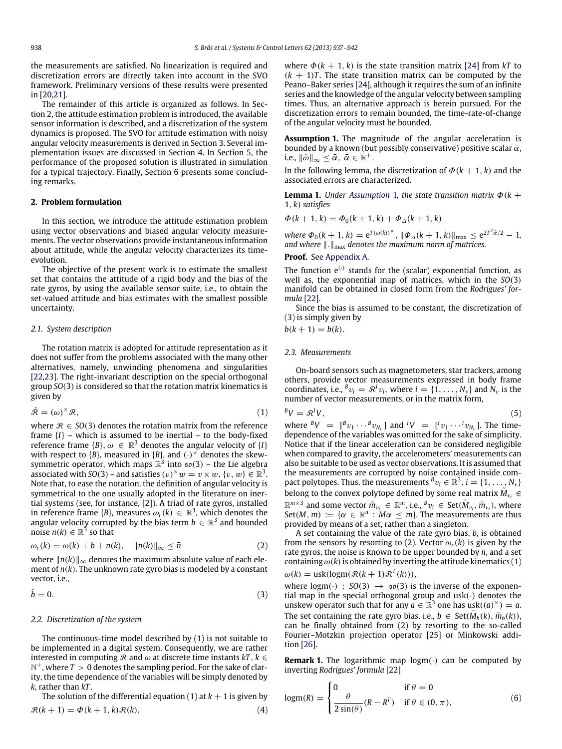the measurements are satisfied. No linearization is required and discretization errors are directly taken into account in the SVO framework. Preliminary versions of these results were presented in [20,21].

The remainder of this article is organized as follows. In Section 2, the attitude estimation problem is introduced, the available sensor information is described, and a discretization of the system dynamics is proposed. The SVO for attitude estimation with noisy angular velocity measurements is derived in Section 3. Several implementation issues are discussed in Section 4. In Section 5, the performance of the proposed solution is illustrated in simulation for a typical trajectory. Finally, Section 6 presents some concluding remarks.

## 2. Problem formulation

In this section, we introduce the attitude estimation problem using vector observations and biased angular velocity measurements. The vector observations provide instantaneous information about attitude, while the angular velocity characterizes its time-evolution.

The objective of the present work is to estimate the smallest set that contains the attitude of a rigid body and the bias of the rate gyros, by using the available sensor suite, i.e., to obtain the set-valued attitude and bias estimates with the smallest possible uncertainty.

### 2.1. System description

The rotation matrix is adopted for attitude representation as it does not suffer from the problems associated with the many other alternatives, namely, unwinding phenomena and singularities [22,23]. The right-invariant description on the special orthogonal group $SO(3)$ is considered so that the rotation matrix kinematics is given by

$$\dot{\mathcal{R}} = (\omega)^{\times}\mathcal{R}, \tag{1}$$

where $\mathcal{R} \in SO(3)$ denotes the rotation matrix from the reference frame $\{I\}$ – which is assumed to be inertial – to the body-fixed reference frame $\{B\}$, $\omega \in \mathbb{R}^3$ denotes the angular velocity of $\{I\}$ with respect to $\{B\}$, measured in $\{B\}$, and $(\cdot)^{\times}$ denotes the skew-symmetric operator, which maps $\mathbb{R}^3$ into $\mathfrak{so}(3)$ – the Lie algebra associated with $SO(3)$ – and satisfies $(v)^{\times}w = v \times w$, $\{v, w\} \in \mathbb{R}^3$. Note that, to ease the notation, the definition of angular velocity is symmetrical to the one usually adopted in the literature on inertial systems (see, for instance, [2]). A triad of rate gyros, installed in reference frame $\{B\}$, measures $\omega_r(k) \in \mathbb{R}^3$, which denotes the angular velocity corrupted by the bias term $b \in \mathbb{R}^3$ and bounded noise $n(k) \in \mathbb{R}^3$ so that

$$\omega_r(k) = \omega(k) + b + n(k), \quad \|n(k)\|_{\infty} \le \bar{n} \tag{2}$$

where $\|n(k)\|_{\infty}$ denotes the maximum absolute value of each element of $n(k)$. The unknown rate gyro bias is modeled by a constant vector, i.e.,

$$\dot{b} = 0. \tag{3}$$

### 2.2. Discretization of the system

The continuous-time model described by (1) is not suitable to be implemented in a digital system. Consequently, we are rather interested in computing $\mathcal{R}$ and $\omega$ at discrete time instants $kT$, $k \in \mathbb{N}^+$, where $T > 0$ denotes the sampling period. For the sake of clarity, the time dependence of the variables will be simply denoted by $k$, rather than $kT$.

The solution of the differential equation (1) at $k+1$ is given by

$$\mathcal{R}(k+1) = \Phi(k+1, k)\mathcal{R}(k), \tag{4}$$

where $\Phi(k+1, k)$ is the state transition matrix [24] from $kT$ to $(k+1)T$. The state transition matrix can be computed by the Peano–Baker series [24], although it requires the sum of an infinite series and the knowledge of the angular velocity between sampling times. Thus, an alternative approach is herein pursued. For the discretization errors to remain bounded, the time-rate-of-change of the angular velocity must be bounded.

**Assumption 1.** The magnitude of the angular acceleration is bounded by a known (but possibly conservative) positive scalar $\bar{\alpha}$, i.e., $\|\dot{\omega}\|_{\infty} \le \bar{\alpha}$, $\bar{\alpha} \in \mathbb{R}^+$.

In the following lemma, the discretization of $\Phi(k+1, k)$ and the associated errors are characterized.

**Lemma 1.** *Under Assumption 1, the state transition matrix $\Phi(k+1, k)$ satisfies*

$$\Phi(k+1, k) = \Phi_0(k+1, k) + \Phi_{\Delta}(k+1, k)$$

*where $\Phi_0(k+1, k) = e^{T(\omega(k))^{\times}}$, $\|\Phi_{\Delta}(k+1, k)\|_{\max} \le e^{2T^2\bar{\alpha}/2} - 1$, and where $\|.\|_{\max}$ denotes the maximum norm of matrices.*

**Proof.** See Appendix A.

The function $e^{(\cdot)}$ stands for the (scalar) exponential function, as well as, the exponential map of matrices, which in the $SO(3)$ manifold can be obtained in closed form from the *Rodrigues' formula* [22].

Since the bias is assumed to be constant, the discretization of (3) is simply given by

$$b(k+1) = b(k).$$

### 2.3. Measurements

On-board sensors such as magnetometers, star trackers, among others, provide vector measurements expressed in body frame coordinates, i.e., ${}^{B}v_i = \mathcal{R}\,{}^{I}v_i$, where $i = \{1, \ldots, N_v\}$ and $N_v$ is the number of vector measurements, or in the matrix form,

$${}^{B}V = \mathcal{R}\,{}^{I}V, \tag{5}$$

where ${}^{B}V = [{}^{B}v_1 \cdots {}^{B}v_{N_v}]$ and ${}^{I}V = [{}^{I}v_1 \cdots {}^{I}v_{N_v}]$. The time-dependence of the variables was omitted for the sake of simplicity. Notice that if the linear acceleration can be considered negligible when compared to gravity, the accelerometers' measurements can also be suitable to be used as vector observations. It is assumed that the measurements are corrupted by noise contained inside compact polytopes. Thus, the measurements ${}^{B}v_i \in \mathbb{R}^3$, $i = \{1, \ldots, N_v\}$ belong to the convex polytope defined by some real matrix $\tilde{M}_{v_i} \in \mathbb{R}^{m\times 3}$ and some vector $\tilde{m}_{v_i} \in \mathbb{R}^m$, i.e., ${}^{B}v_i \in \text{Set}(\tilde{M}_{v_i}, \tilde{m}_{v_i})$, where $\text{Set}(M, m) := \{\alpha \in \mathbb{R}^n : M\alpha \le m\}$. The measurements are thus provided by means of a set, rather than a singleton.

A set containing the value of the rate gyro bias, $b$, is obtained from the sensors by resorting to (2). Vector $\omega_r(k)$ is given by the rate gyros, the noise is known to be upper bounded by $\bar{n}$, and a set containing $\omega(k)$ is obtained by inverting the attitude kinematics (1)

$$\omega(k) = \text{usk}(\text{logm}(\mathcal{R}(k+1)\mathcal{R}^T(k))),$$

where $\text{logm}(\cdot) : SO(3) \to \mathfrak{so}(3)$ is the inverse of the exponential map in the special orthogonal group and $\text{usk}(\cdot)$ denotes the unskew operator such that for any $a \in \mathbb{R}^3$ one has $\text{usk}((a)^{\times}) = a$. The set containing the rate gyro bias, i.e., $b \in \text{Set}(\tilde{M}_b(k), \tilde{m}_b(k))$, can be finally obtained from (2) by resorting to the so-called Fourier–Motzkin projection operator [25] or Minkowski addition [26].

**Remark 1.** The logarithmic map $\text{logm}(\cdot)$ can be computed by inverting *Rodrigues' formula* [22]

$$\text{logm}(R) = \begin{cases} 0 & \text{if } \theta = 0 \\ \dfrac{\theta}{2\sin(\theta)}(R - R^T) & \text{if } \theta \in (0, \pi), \end{cases} \tag{6}$$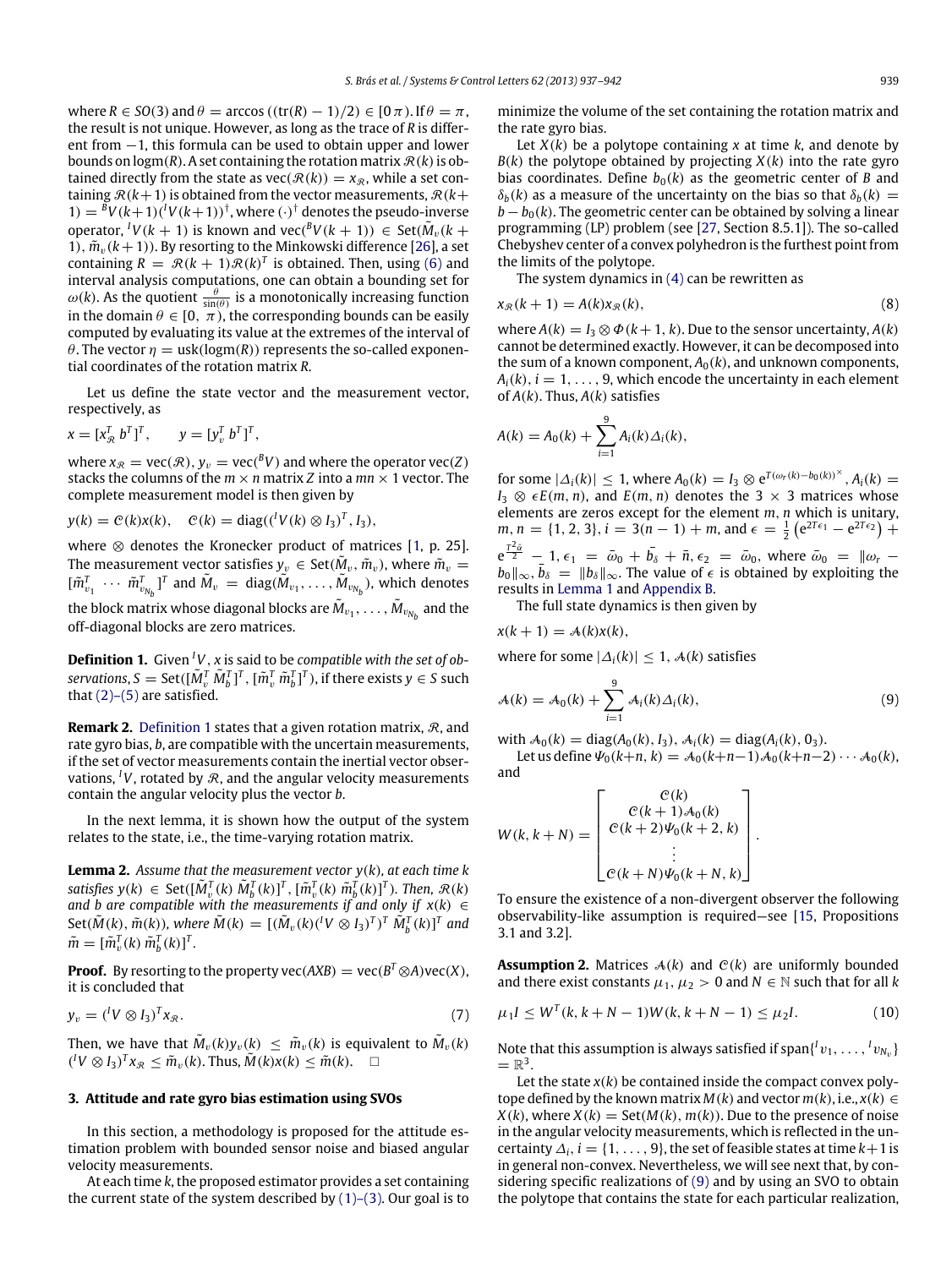where $R \in SO(3)$ and $\theta = \arccos((\text{tr}(R) - 1)/2) \in [0\,\pi)$. If $\theta = \pi$, the result is not unique. However, as long as the trace of $R$ is different from $-1$, this formula can be used to obtain upper and lower bounds on $\text{logm}(R)$. A set containing the rotation matrix $\mathcal{R}(k)$ is obtained directly from the state as $\text{vec}(\mathcal{R}(k)) = x_{\mathcal{R}}$, while a set containing $\mathcal{R}(k+1)$ is obtained from the vector measurements, $\mathcal{R}(k+1) = {}^{B}V(k+1)({}^{I}V(k+1))^{\dagger}$, where $(\cdot)^{\dagger}$ denotes the pseudo-inverse operator, ${}^{I}V(k+1)$ is known and $\text{vec}({}^{B}V(k+1)) \in \text{Set}(\tilde{M}_v(k+1), \tilde{m}_v(k+1))$. By resorting to the Minkowski difference [26], a set containing $R = \mathcal{R}(k+1)\mathcal{R}(k)^T$ is obtained. Then, using (6) and interval analysis computations, one can obtain a bounding set for $\omega(k)$. As the quotient $\frac{\theta}{\sin(\theta)}$ is a monotonically increasing function in the domain $\theta \in [0,\ \pi)$, the corresponding bounds can be easily computed by evaluating its value at the extremes of the interval of $\theta$. The vector $\eta = \text{usk}(\text{logm}(R))$ represents the so-called exponential coordinates of the rotation matrix $R$.

Let us define the state vector and the measurement vector, respectively, as

$$x = [x_{\mathcal{R}}^T\ b^T]^T, \qquad y = [y_v^T\ b^T]^T,$$

where $x_{\mathcal{R}} = \text{vec}(\mathcal{R})$, $y_v = \text{vec}({}^{B}V)$ and where the operator $\text{vec}(Z)$ stacks the columns of the $m \times n$ matrix $Z$ into a $mn \times 1$ vector. The complete measurement model is then given by

$$y(k) = \mathcal{C}(k)x(k), \quad \mathcal{C}(k) = \text{diag}(({}^{I}V(k) \otimes I_3)^T, I_3),$$

where $\otimes$ denotes the Kronecker product of matrices [1, p. 25]. The measurement vector satisfies $y_v \in \text{Set}(\tilde{M}_v, \tilde{m}_v)$, where $\tilde{m}_v = [\tilde{m}_{v_1}^T\ \cdots\ \tilde{m}_{v_{N_b}}^T]^T$ and $\tilde{M}_v = \text{diag}(\tilde{M}_{v_1}, \ldots, \tilde{M}_{v_{N_b}})$, which denotes the block matrix whose diagonal blocks are $\tilde{M}_{v_1}, \ldots, \tilde{M}_{v_{N_b}}$ and the off-diagonal blocks are zero matrices.

**Definition 1.** Given ${}^{I}V$, $x$ is said to be *compatible with the set of observations*, $S = \text{Set}([\tilde{M}_v^T\ \tilde{M}_b^T]^T, [\tilde{m}_v^T\ \tilde{m}_b^T]^T)$, if there exists $y \in S$ such that (2)–(5) are satisfied.

**Remark 2.** Definition 1 states that a given rotation matrix, $\mathcal{R}$, and rate gyro bias, $b$, are compatible with the uncertain measurements, if the set of vector measurements contain the inertial vector observations, ${}^{I}V$, rotated by $\mathcal{R}$, and the angular velocity measurements contain the angular velocity plus the vector $b$.

In the next lemma, it is shown how the output of the system relates to the state, i.e., the time-varying rotation matrix.

**Lemma 2.** *Assume that the measurement vector $y(k)$, at each time $k$ satisfies $y(k) \in \text{Set}([\tilde{M}_v^T(k)\ \tilde{M}_b^T(k)]^T, [\tilde{m}_v^T(k)\ \tilde{m}_b^T(k)]^T)$. Then, $\mathcal{R}(k)$ and $b$ are compatible with the measurements if and only if $x(k) \in \text{Set}(\tilde{M}(k), \tilde{m}(k))$, where $\tilde{M}(k) = [(\tilde{M}_v(k)({}^{I}V \otimes I_3)^T)^T\ \tilde{M}_b^T(k)]^T$ and $\tilde{m} = [\tilde{m}_v^T(k)\ \tilde{m}_b^T(k)]^T$.*

**Proof.** By resorting to the property $\text{vec}(AXB) = \text{vec}(B^T \otimes A)\text{vec}(X)$, it is concluded that

$$y_v = ({}^{I}V \otimes I_3)^T x_{\mathcal{R}}. \tag{7}$$

Then, we have that $\tilde{M}_v(k)y_v(k) \leq \tilde{m}_v(k)$ is equivalent to $\tilde{M}_v(k)({}^{I}V \otimes I_3)^T x_{\mathcal{R}} \leq \tilde{m}_v(k)$. Thus, $\tilde{M}(k)x(k) \leq \tilde{m}(k)$. $\square$

## 3. Attitude and rate gyro bias estimation using SVOs

In this section, a methodology is proposed for the attitude estimation problem with bounded sensor noise and biased angular velocity measurements.

At each time $k$, the proposed estimator provides a set containing the current state of the system described by (1)–(3). Our goal is to minimize the volume of the set containing the rotation matrix and the rate gyro bias.

Let $X(k)$ be a polytope containing $x$ at time $k$, and denote by $B(k)$ the polytope obtained by projecting $X(k)$ into the rate gyro bias coordinates. Define $b_0(k)$ as the geometric center of $B$ and $\delta_b(k)$ as a measure of the uncertainty on the bias so that $\delta_b(k) = b - b_0(k)$. The geometric center can be obtained by solving a linear programming (LP) problem (see [27, Section 8.5.1]). The so-called Chebyshev center of a convex polyhedron is the furthest point from the limits of the polytope.

The system dynamics in (4) can be rewritten as

$$x_{\mathcal{R}}(k+1) = A(k)x_{\mathcal{R}}(k), \tag{8}$$

where $A(k) = I_3 \otimes \Phi(k+1, k)$. Due to the sensor uncertainty, $A(k)$ cannot be determined exactly. However, it can be decomposed into the sum of a known component, $A_0(k)$, and unknown components, $A_i(k)$, $i = 1, \ldots, 9$, which encode the uncertainty in each element of $A(k)$. Thus, $A(k)$ satisfies

$$A(k) = A_0(k) + \sum_{i=1}^{9} A_i(k)\Delta_i(k),$$

for some $|\Delta_i(k)| \leq 1$, where $A_0(k) = I_3 \otimes e^{T(\omega_r(k) - b_0(k))^{\times}}$, $A_i(k) = I_3 \otimes \epsilon E(m, n)$, and $E(m, n)$ denotes the $3 \times 3$ matrices whose elements are zeros except for the element $m, n$ which is unitary, $m, n = \{1, 2, 3\}$, $i = 3(n-1) + m$, and $\epsilon = \frac{1}{2}\left(e^{2T\epsilon_1} - e^{2T\epsilon_2}\right) + e^{\frac{T^2\bar{\alpha}}{2}} - 1$, $\epsilon_1 = \bar{\omega}_0 + \bar{b}_\delta + \bar{n}$, $\epsilon_2 = \bar{\omega}_0$, where $\bar{\omega}_0 = \|\omega_r - b_0\|_\infty$, $\bar{b}_\delta = \|b_\delta\|_\infty$. The value of $\epsilon$ is obtained by exploiting the results in Lemma 1 and Appendix B.

The full state dynamics is then given by

$$x(k+1) = \mathcal{A}(k)x(k),$$

where for some $|\Delta_i(k)| \leq 1$, $\mathcal{A}(k)$ satisfies

$$\mathcal{A}(k) = \mathcal{A}_0(k) + \sum_{i=1}^{9} \mathcal{A}_i(k)\Delta_i(k), \tag{9}$$

with $\mathcal{A}_0(k) = \text{diag}(A_0(k), I_3)$, $\mathcal{A}_i(k) = \text{diag}(A_i(k), 0_3)$.

Let us define $\Psi_0(k+n, k) = \mathcal{A}_0(k+n-1)\mathcal{A}_0(k+n-2)\cdots\mathcal{A}_0(k)$, and

$$W(k, k+N) = \begin{bmatrix} \mathcal{C}(k) \\ \mathcal{C}(k+1)\mathcal{A}_0(k) \\ \mathcal{C}(k+2)\Psi_0(k+2, k) \\ \vdots \\ \mathcal{C}(k+N)\Psi_0(k+N, k) \end{bmatrix}.$$

To ensure the existence of a non-divergent observer the following observability-like assumption is required—see [15, Propositions 3.1 and 3.2].

**Assumption 2.** Matrices $\mathcal{A}(k)$ and $\mathcal{C}(k)$ are uniformly bounded and there exist constants $\mu_1, \mu_2 > 0$ and $N \in \mathbb{N}$ such that for all $k$

$$\mu_1 I \leq W^T(k, k+N-1)W(k, k+N-1) \leq \mu_2 I. \tag{10}$$

Note that this assumption is always satisfied if $\text{span}\{{}^{I}v_1, \ldots, {}^{I}v_{N_v}\} = \mathbb{R}^3$.

Let the state $x(k)$ be contained inside the compact convex polytope defined by the known matrix $M(k)$ and vector $m(k)$, i.e., $x(k) \in X(k)$, where $X(k) = \text{Set}(M(k), m(k))$. Due to the presence of noise in the angular velocity measurements, which is reflected in the uncertainty $\Delta_i$, $i = \{1, \ldots, 9\}$, the set of feasible states at time $k+1$ is in general non-convex. Nevertheless, we will see next that, by considering specific realizations of (9) and by using an SVO to obtain the polytope that contains the state for each particular realization,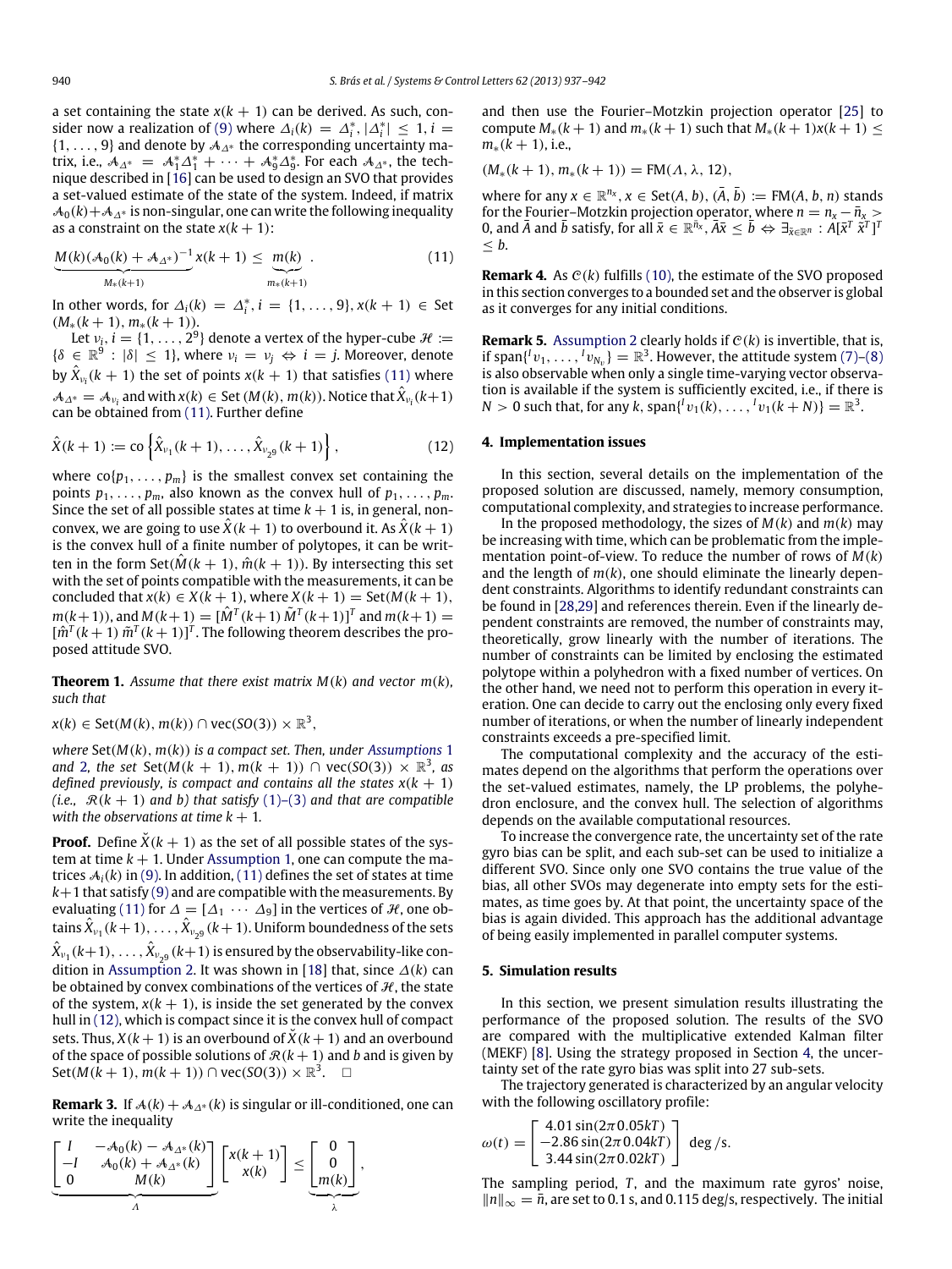a set containing the state $x(k+1)$ can be derived. As such, consider now a realization of (9) where $\Delta_i(k) = \Delta_i^*$, $|\Delta_i^*| \leq 1$, $i = \{1, \ldots, 9\}$ and denote by $\mathcal{A}_{\Delta^*}$ the corresponding uncertainty matrix, i.e., $\mathcal{A}_{\Delta^*} = \mathcal{A}_1^*\Delta_1^* + \cdots + \mathcal{A}_9^*\Delta_9^*$. For each $\mathcal{A}_{\Delta^*}$, the technique described in [16] can be used to design an SVO that provides a set-valued estimate of the state of the system. Indeed, if matrix $\mathcal{A}_0(k)+\mathcal{A}_{\Delta^*}$ is non-singular, one can write the following inequality as a constraint on the state $x(k+1)$:

$$\underbrace{M(k)(\mathcal{A}_0(k)+\mathcal{A}_{\Delta^*})^{-1}}_{M_*(k+1)} x(k+1) \leq \underbrace{m(k)}_{m_*(k+1)}. \tag{11}$$

In other words, for $\Delta_i(k) = \Delta_i^*$, $i = \{1, \ldots, 9\}$, $x(k+1) \in \text{Set}\,(M_*(k+1), m_*(k+1))$.

Let $\nu_i$, $i = \{1, \ldots, 2^9\}$ denote a vertex of the hyper-cube $\mathcal{H} := \{\delta \in \mathbb{R}^9 : |\delta| \leq 1\}$, where $\nu_i = \nu_j \Leftrightarrow i = j$. Moreover, denote by $\hat{X}_{\nu_i}(k+1)$ the set of points $x(k+1)$ that satisfies (11) where $\mathcal{A}_{\Delta^*} = \mathcal{A}_{\nu_i}$ and with $x(k) \in \text{Set}\,(M(k), m(k))$. Notice that $\hat{X}_{\nu_i}(k+1)$ can be obtained from (11). Further define

$$\hat{X}(k+1) := \text{co}\left\{\hat{X}_{\nu_1}(k+1), \ldots, \hat{X}_{\nu_{2^9}}(k+1)\right\}, \tag{12}$$

where $\text{co}\{p_1, \ldots, p_m\}$ is the smallest convex set containing the points $p_1, \ldots, p_m$, also known as the convex hull of $p_1, \ldots, p_m$. Since the set of all possible states at time $k+1$ is, in general, non-convex, we are going to use $\hat{X}(k+1)$ to overbound it. As $\hat{X}(k+1)$ is the convex hull of a finite number of polytopes, it can be written in the form $\text{Set}(\hat{M}(k+1), \hat{m}(k+1))$. By intersecting this set with the set of points compatible with the measurements, it can be concluded that $x(k) \in X(k+1)$, where $X(k+1) = \text{Set}(M(k+1), m(k+1))$, and $M(k+1) = [\hat{M}^T(k+1)\; \tilde{M}^T(k+1)]^T$ and $m(k+1) = [\hat{m}^T(k+1)\; \tilde{m}^T(k+1)]^T$. The following theorem describes the proposed attitude SVO.

**Theorem 1.** *Assume that there exist matrix $M(k)$ and vector $m(k)$, such that*

$$x(k) \in \text{Set}(M(k), m(k)) \cap \text{vec}(SO(3)) \times \mathbb{R}^3,$$

*where $\text{Set}(M(k), m(k))$ is a compact set. Then, under Assumptions 1 and 2, the set $\text{Set}(M(k+1), m(k+1)) \cap \text{vec}(SO(3)) \times \mathbb{R}^3$, as defined previously, is compact and contains all the states $x(k+1)$ (i.e., $\mathcal{R}(k+1)$ and $b$) that satisfy (1)–(3) and that are compatible with the observations at time $k+1$.*

**Proof.** Define $\check{X}(k+1)$ as the set of all possible states of the system at time $k+1$. Under Assumption 1, one can compute the matrices $\mathcal{A}_i(k)$ in (9). In addition, (11) defines the set of states at time $k+1$ that satisfy (9) and are compatible with the measurements. By evaluating (11) for $\Delta = [\Delta_1 \cdots \Delta_9]$ in the vertices of $\mathcal{H}$, one obtains $\hat{X}_{\nu_1}(k+1), \ldots, \hat{X}_{\nu_{2^9}}(k+1)$. Uniform boundedness of the sets $\hat{X}_{\nu_1}(k+1), \ldots, \hat{X}_{\nu_{2^9}}(k+1)$ is ensured by the observability-like condition in Assumption 2. It was shown in [18] that, since $\Delta(k)$ can be obtained by convex combinations of the vertices of $\mathcal{H}$, the state of the system, $x(k+1)$, is inside the set generated by the convex hull in (12), which is compact since it is the convex hull of compact sets. Thus, $X(k+1)$ is an overbound of $\check{X}(k+1)$ and an overbound of the space of possible solutions of $\mathcal{R}(k+1)$ and $b$ and is given by $\text{Set}(M(k+1), m(k+1)) \cap \text{vec}(SO(3)) \times \mathbb{R}^3$. $\square$

**Remark 3.** If $\mathcal{A}(k) + \mathcal{A}_{\Delta^*}(k)$ is singular or ill-conditioned, one can write the inequality

$$\underbrace{\begin{bmatrix} I & -\mathcal{A}_0(k) - \mathcal{A}_{\Delta^*}(k) \\ -I & \mathcal{A}_0(k) + \mathcal{A}_{\Delta^*}(k) \\ 0 & M(k) \end{bmatrix}}_{\Lambda} \begin{bmatrix} x(k+1) \\ x(k) \end{bmatrix} \leq \underbrace{\begin{bmatrix} 0 \\ 0 \\ m(k) \end{bmatrix}}_{\lambda},$$

and then use the Fourier–Motzkin projection operator [25] to compute $M_*(k+1)$ and $m_*(k+1)$ such that $M_*(k+1)x(k+1) \leq m_*(k+1)$, i.e.,

$$(M_*(k+1), m_*(k+1)) = \text{FM}(\Lambda, \lambda, 12),$$

where for any $x \in \mathbb{R}^{n_x}$, $x \in \text{Set}(A, b)$, $(\bar{A}, \bar{b}) := \text{FM}(A, b, n)$ stands for the Fourier–Motzkin projection operator, where $n = n_x - \bar{n}_x > 0$, and $\bar{A}$ and $\bar{b}$ satisfy, for all $\bar{x} \in \mathbb{R}^{\bar{n}_x}$, $\bar{A}\bar{x} \leq \bar{b} \Leftrightarrow \exists_{\tilde{x} \in \mathbb{R}^n} : A[\bar{x}^T\; \tilde{x}^T]^T \leq b$.

**Remark 4.** As $\mathcal{C}(k)$ fulfills (10), the estimate of the SVO proposed in this section converges to a bounded set and the observer is global as it converges for any initial conditions.

**Remark 5.** Assumption 2 clearly holds if $\mathcal{C}(k)$ is invertible, that is, if $\text{span}\{{}^I v_1, \ldots, {}^I v_{N_v}\} = \mathbb{R}^3$. However, the attitude system (7)–(8) is also observable when only a single time-varying vector observation is available if the system is sufficiently excited, i.e., if there is $N > 0$ such that, for any $k$, $\text{span}\{{}^I v_1(k), \ldots, {}^I v_1(k+N)\} = \mathbb{R}^3$.

## 4. Implementation issues

In this section, several details on the implementation of the proposed solution are discussed, namely, memory consumption, computational complexity, and strategies to increase performance.

In the proposed methodology, the sizes of $M(k)$ and $m(k)$ may be increasing with time, which can be problematic from the implementation point-of-view. To reduce the number of rows of $M(k)$ and the length of $m(k)$, one should eliminate the linearly dependent constraints. Algorithms to identify redundant constraints can be found in [28,29] and references therein. Even if the linearly dependent constraints are removed, the number of constraints may, theoretically, grow linearly with the number of iterations. The number of constraints can be limited by enclosing the estimated polytope within a polyhedron with a fixed number of vertices. On the other hand, we need not to perform this operation in every iteration. One can decide to carry out the enclosing only every fixed number of iterations, or when the number of linearly independent constraints exceeds a pre-specified limit.

The computational complexity and the accuracy of the estimates depend on the algorithms that perform the operations over the set-valued estimates, namely, the LP problems, the polyhedron enclosure, and the convex hull. The selection of algorithms depends on the available computational resources.

To increase the convergence rate, the uncertainty set of the rate gyro bias can be split, and each sub-set can be used to initialize a different SVO. Since only one SVO contains the true value of the bias, all other SVOs may degenerate into empty sets for the estimates, as time goes by. At that point, the uncertainty space of the bias is again divided. This approach has the additional advantage of being easily implemented in parallel computer systems.

## 5. Simulation results

In this section, we present simulation results illustrating the performance of the proposed solution. The results of the SVO are compared with the multiplicative extended Kalman filter (MEKF) [8]. Using the strategy proposed in Section 4, the uncertainty set of the rate gyro bias was split into 27 sub-sets.

The trajectory generated is characterized by an angular velocity with the following oscillatory profile:

$$\omega(t) = \begin{bmatrix} 4.01\sin(2\pi 0.05kT) \\ -2.86\sin(2\pi 0.04kT) \\ 3.44\sin(2\pi 0.02kT) \end{bmatrix} \text{ deg/s}.$$

The sampling period, $T$, and the maximum rate gyros' noise, $\|n\|_\infty = \bar{n}$, are set to 0.1 s, and 0.115 deg/s, respectively. The initial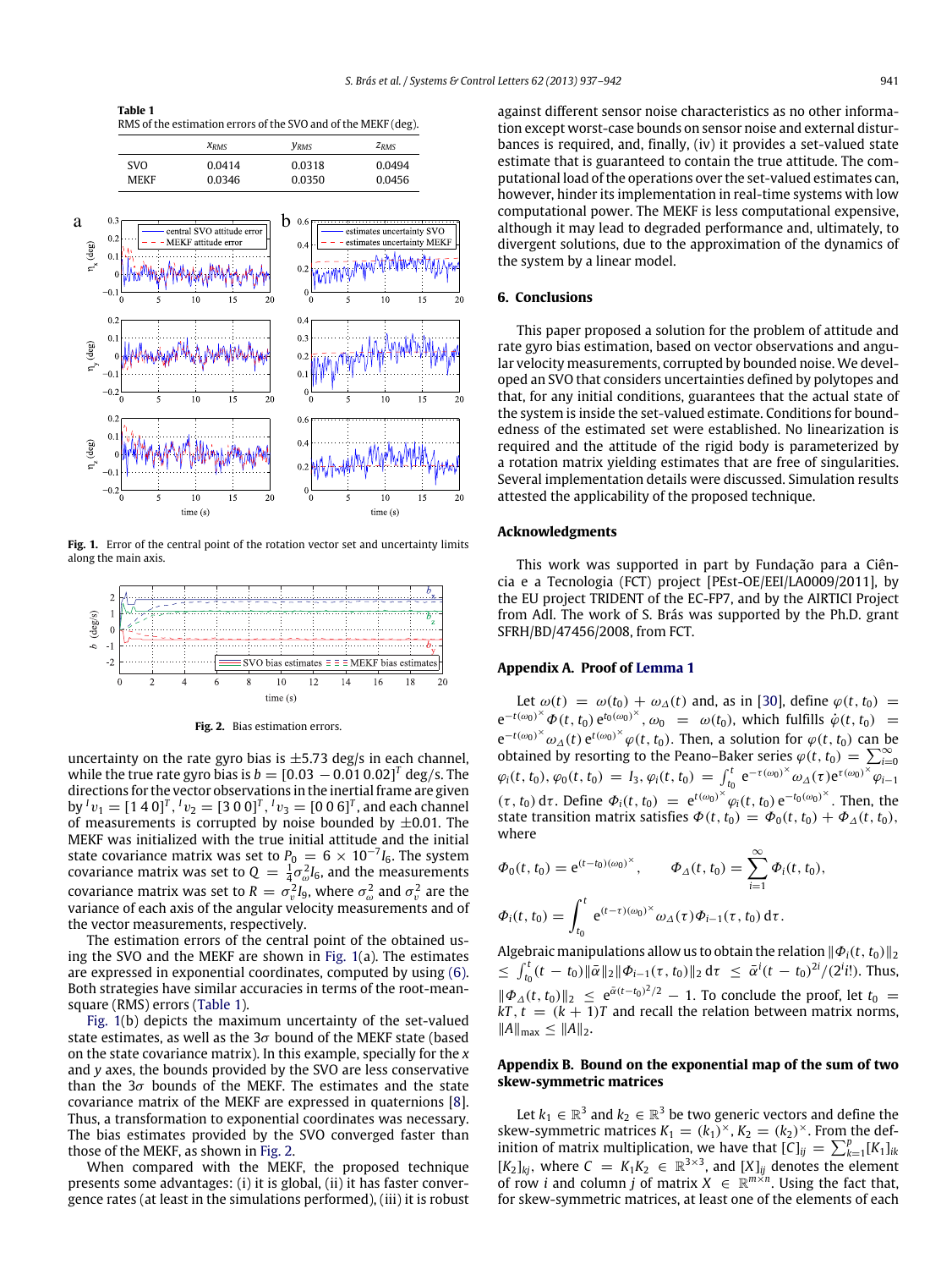Table 1
RMS of the estimation errors of the SVO and of the MEKF (deg).

| | $x_{RMS}$ | $y_{RMS}$ | $z_{RMS}$ |
|---|---|---|---|
| SVO | 0.0414 | 0.0318 | 0.0494 |
| MEKF | 0.0346 | 0.0350 | 0.0456 |

**Fig. 1.** Error of the central point of the rotation vector set and uncertainty limits along the main axis.

**Fig. 2.** Bias estimation errors.

uncertainty on the rate gyro bias is ±5.73 deg/s in each channel, while the true rate gyro bias is $b = [0.03\ -0.01\ 0.02]^T$ deg/s. The directions for the vector observations in the inertial frame are given by ${}^I v_1 = [1\ 4\ 0]^T$, ${}^I v_2 = [3\ 0\ 0]^T$, ${}^I v_3 = [0\ 0\ 6]^T$, and each channel of measurements is corrupted by noise bounded by ±0.01. The MEKF was initialized with the true initial attitude and the initial state covariance matrix was set to $P_0 = 6 \times 10^{-7} I_6$. The system covariance matrix was set to $Q = \frac{1}{4}\sigma_\omega^2 I_6$, and the measurements covariance matrix was set to $R = \sigma_v^2 I_9$, where $\sigma_\omega^2$ and $\sigma_v^2$ are the variance of each axis of the angular velocity measurements and of the vector measurements, respectively.

The estimation errors of the central point of the obtained using the SVO and the MEKF are shown in Fig. 1(a). The estimates are expressed in exponential coordinates, computed by using (6). Both strategies have similar accuracies in terms of the root-mean-square (RMS) errors (Table 1).

Fig. 1(b) depicts the maximum uncertainty of the set-valued state estimates, as well as the 3σ bound of the MEKF state (based on the state covariance matrix). In this example, specially for the $x$ and $y$ axes, the bounds provided by the SVO are less conservative than the 3σ bounds of the MEKF. The estimates and the state covariance matrix of the MEKF are expressed in quaternions [8]. Thus, a transformation to exponential coordinates was necessary. The bias estimates provided by the SVO converged faster than those of the MEKF, as shown in Fig. 2.

When compared with the MEKF, the proposed technique presents some advantages: (i) it is global, (ii) it has faster convergence rates (at least in the simulations performed), (iii) it is robust against different sensor noise characteristics as no other information except worst-case bounds on sensor noise and external disturbances is required, and, finally, (iv) it provides a set-valued state estimate that is guaranteed to contain the true attitude. The computational load of the operations over the set-valued estimates can, however, hinder its implementation in real-time systems with low computational power. The MEKF is less computational expensive, although it may lead to degraded performance and, ultimately, to divergent solutions, due to the approximation of the dynamics of the system by a linear model.

## 6. Conclusions

This paper proposed a solution for the problem of attitude and rate gyro bias estimation, based on vector observations and angular velocity measurements, corrupted by bounded noise. We developed an SVO that considers uncertainties defined by polytopes and that, for any initial conditions, guarantees that the actual state of the system is inside the set-valued estimate. Conditions for boundedness of the estimated set were established. No linearization is required and the attitude of the rigid body is parameterized by a rotation matrix yielding estimates that are free of singularities. Several implementation details were discussed. Simulation results attested the applicability of the proposed technique.

## Acknowledgments

This work was supported in part by Fundação para a Ciência e a Tecnologia (FCT) project [PEst-OE/EEI/LA0009/2011], by the EU project TRIDENT of the EC-FP7, and by the AIRTICI Project from AdI. The work of S. Brás was supported by the Ph.D. grant SFRH/BD/47456/2008, from FCT.

## Appendix A. Proof of Lemma 1

Let $\omega(t) = \omega(t_0) + \omega_\Delta(t)$ and, as in [30], define $\varphi(t, t_0) = e^{-t(\omega_0)^\times}\Phi(t, t_0)\, e^{t_0(\omega_0)^\times}$, $\omega_0 = \omega(t_0)$, which fulfills $\dot{\varphi}(t, t_0) = e^{-t(\omega_0)^\times}\omega_\Delta(t)\, e^{t(\omega_0)^\times}\varphi(t, t_0)$. Then, a solution for $\varphi(t, t_0)$ can be obtained by resorting to the Peano–Baker series $\varphi(t, t_0) = \sum_{i=0}^{\infty}\varphi_i(t, t_0)$, $\varphi_0(t, t_0) = I_3$, $\varphi_i(t, t_0) = \int_{t_0}^{t} e^{-\tau(\omega_0)^\times}\omega_\Delta(\tau)e^{\tau(\omega_0)^\times}\varphi_{i-1}(\tau, t_0)\, d\tau$. Define $\Phi_i(t, t_0) = e^{t(\omega_0)^\times}\varphi_i(t, t_0)\, e^{-t_0(\omega_0)^\times}$. Then, the state transition matrix satisfies $\Phi(t, t_0) = \Phi_0(t, t_0) + \Phi_\Delta(t, t_0)$, where

$$\Phi_0(t, t_0) = e^{(t-t_0)(\omega_0)^\times}, \qquad \Phi_\Delta(t, t_0) = \sum_{i=1}^{\infty}\Phi_i(t, t_0),$$

$$\Phi_i(t, t_0) = \int_{t_0}^{t} e^{(t-\tau)(\omega_0)^\times}\omega_\Delta(\tau)\Phi_{i-1}(\tau, t_0)\, d\tau.$$

Algebraic manipulations allow us to obtain the relation $\|\Phi_i(t, t_0)\|_2 \le \int_{t_0}^{t}(t - t_0)\|\bar{\alpha}\|_2\|\Phi_{i-1}(\tau, t_0)\|_2\, d\tau \le \bar{\alpha}^i(t - t_0)^{2i}/(2^i i!)$. Thus, $\|\Phi_\Delta(t, t_0)\|_2 \le e^{\bar{\alpha}(t-t_0)^2/2} - 1$. To conclude the proof, let $t_0 = kT$, $t = (k + 1)T$ and recall the relation between matrix norms, $\|A\|_{\max} \le \|A\|_2$.

## Appendix B. Bound on the exponential map of the sum of two skew-symmetric matrices

Let $k_1 \in \mathbb{R}^3$ and $k_2 \in \mathbb{R}^3$ be two generic vectors and define the skew-symmetric matrices $K_1 = (k_1)^\times$, $K_2 = (k_2)^\times$. From the definition of matrix multiplication, we have that $[C]_{ij} = \sum_{k=1}^{p}[K_1]_{ik}[K_2]_{kj}$, where $C = K_1K_2 \in \mathbb{R}^{3\times3}$, and $[X]_{ij}$ denotes the element of row $i$ and column $j$ of matrix $X \in \mathbb{R}^{m\times n}$. Using the fact that, for skew-symmetric matrices, at least one of the elements of each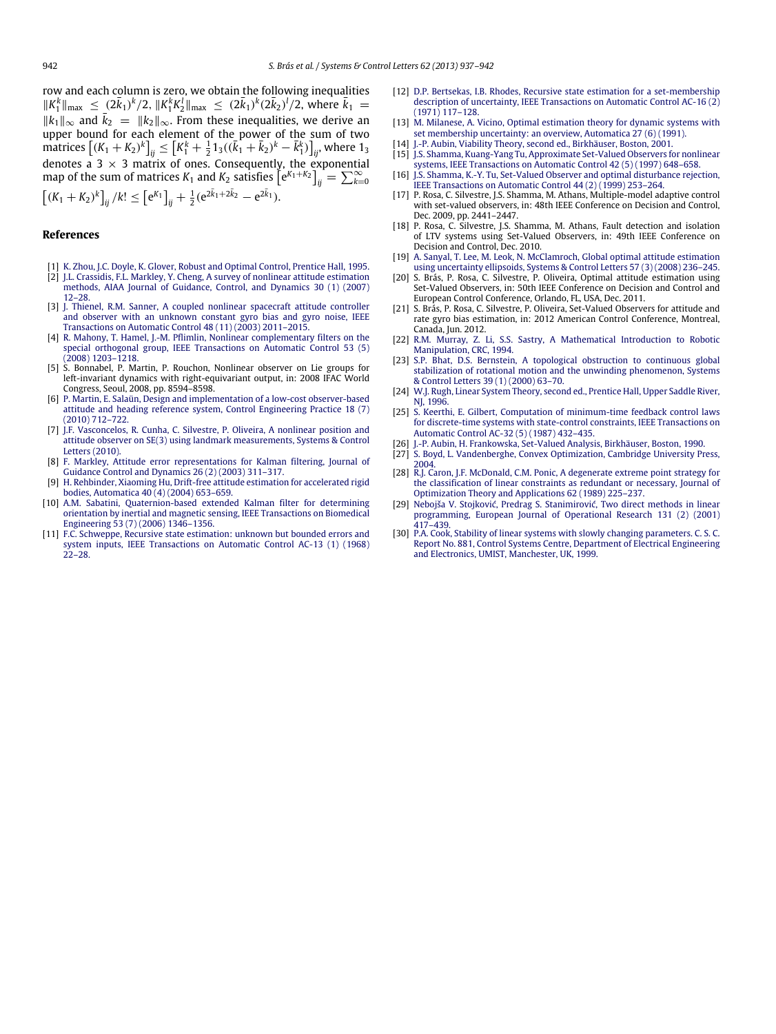row and each column is zero, we obtain the following inequalities $\|K_1^k\|_{\max} \leq (2\bar{k}_1)^k/2$, $\|K_1^k K_2^l\|_{\max} \leq (2\bar{k}_1)^k(2\bar{k}_2)^l/2$, where $\bar{k}_1 = \|k_1\|_\infty$ and $\bar{k}_2 = \|k_2\|_\infty$. From these inequalities, we derive an upper bound for each element of the power of the sum of two matrices $\left[(K_1+K_2)^k\right]_{ij} \leq \left[K_1^k + \frac{1}{2}1_3((\bar{k}_1+\bar{k}_2)^k - \bar{k}_1^k)\right]_{ij}$, where $1_3$ denotes a $3\times 3$ matrix of ones. Consequently, the exponential map of the sum of matrices $K_1$ and $K_2$ satisfies $\left[e^{K_1+K_2}\right]_{ij} = \sum_{k=0}^{\infty}\left[(K_1+K_2)^k\right]_{ij}/k! \leq \left[e^{K_1}\right]_{ij} + \frac{1}{2}(e^{2\bar{k}_1+2\bar{k}_2} - e^{2\bar{k}_1})$.

## References

[1] K. Zhou, J.C. Doyle, K. Glover, Robust and Optimal Control, Prentice Hall, 1995.

[2] J.L. Crassidis, F.L. Markley, Y. Cheng, A survey of nonlinear attitude estimation methods, AIAA Journal of Guidance, Control, and Dynamics 30 (1) (2007) 12–28.

[3] J. Thienel, R.M. Sanner, A coupled nonlinear spacecraft attitude controller and observer with an unknown constant gyro bias and gyro noise, IEEE Transactions on Automatic Control 48 (11) (2003) 2011–2015.

[4] R. Mahony, T. Hamel, J.-M. Pflimlin, Nonlinear complementary filters on the special orthogonal group, IEEE Transactions on Automatic Control 53 (5) (2008) 1203–1218.

[5] S. Bonnabel, P. Martin, P. Rouchon, Nonlinear observer on Lie groups for left-invariant dynamics with right-equivariant output, in: 2008 IFAC World Congress, Seoul, 2008, pp. 8594–8598.

[6] P. Martin, E. Salaün, Design and implementation of a low-cost observer-based attitude and heading reference system, Control Engineering Practice 18 (7) (2010) 712–722.

[7] J.F. Vasconcelos, R. Cunha, C. Silvestre, P. Oliveira, A nonlinear position and attitude observer on SE(3) using landmark measurements, Systems & Control Letters (2010).

[8] F. Markley, Attitude error representations for Kalman filtering, Journal of Guidance Control and Dynamics 26 (2) (2003) 311–317.

[9] H. Rehbinder, Xiaoming Hu, Drift-free attitude estimation for accelerated rigid bodies, Automatica 40 (4) (2004) 653–659.

[10] A.M. Sabatini, Quaternion-based extended Kalman filter for determining orientation by inertial and magnetic sensing, IEEE Transactions on Biomedical Engineering 53 (7) (2006) 1346–1356.

[11] F.C. Schweppe, Recursive state estimation: unknown but bounded errors and system inputs, IEEE Transactions on Automatic Control AC-13 (1) (1968) 22–28.

[12] D.P. Bertsekas, I.B. Rhodes, Recursive state estimation for a set-membership description of uncertainty, IEEE Transactions on Automatic Control AC-16 (2) (1971) 117–128.

[13] M. Milanese, A. Vicino, Optimal estimation theory for dynamic systems with set membership uncertainty: an overview, Automatica 27 (6) (1991).

[14] J.-P. Aubin, Viability Theory, second ed., Birkhäuser, Boston, 2001.

[15] J.S. Shamma, Kuang-Yang Tu, Approximate Set-Valued Observers for nonlinear systems, IEEE Transactions on Automatic Control 42 (5) (1997) 648–658.

[16] J.S. Shamma, K.-Y. Tu, Set-Valued Observer and optimal disturbance rejection, IEEE Transactions on Automatic Control 44 (2) (1999) 253–264.

[17] P. Rosa, C. Silvestre, J.S. Shamma, M. Athans, Multiple-model adaptive control with set-valued observers, in: 48th IEEE Conference on Decision and Control, Dec. 2009, pp. 2441–2447.

[18] P. Rosa, C. Silvestre, J.S. Shamma, M. Athans, Fault detection and isolation of LTV systems using Set-Valued Observers, in: 49th IEEE Conference on Decision and Control, Dec. 2010.

[19] A. Sanyal, T. Lee, M. Leok, N. McClamroch, Global optimal attitude estimation using uncertainty ellipsoids, Systems & Control Letters 57 (3) (2008) 236–245.

[20] S. Brás, P. Rosa, C. Silvestre, P. Oliveira, Optimal attitude estimation using Set-Valued Observers, in: 50th IEEE Conference on Decision and Control and European Control Conference, Orlando, FL, USA, Dec. 2011.

[21] S. Brás, P. Rosa, C. Silvestre, P. Oliveira, Set-Valued Observers for attitude and rate gyro bias estimation, in: 2012 American Control Conference, Montreal, Canada, Jun. 2012.

[22] R.M. Murray, Z. Li, S.S. Sastry, A Mathematical Introduction to Robotic Manipulation, CRC, 1994.

[23] S.P. Bhat, D.S. Bernstein, A topological obstruction to continuous global stabilization of rotational motion and the unwinding phenomenon, Systems & Control Letters 39 (1) (2000) 63–70.

[24] W.J. Rugh, Linear System Theory, second ed., Prentice Hall, Upper Saddle River, NJ, 1996.

[25] S. Keerthi, E. Gilbert, Computation of minimum-time feedback control laws for discrete-time systems with state-control constraints, IEEE Transactions on Automatic Control AC-32 (5) (1987) 432–435.

[26] J.-P. Aubin, H. Frankowska, Set-Valued Analysis, Birkhäuser, Boston, 1990.

[27] S. Boyd, L. Vandenberghe, Convex Optimization, Cambridge University Press, 2004.

[28] R.J. Caron, J.F. McDonald, C.M. Ponic, A degenerate extreme point strategy for the classification of linear constraints as redundant or necessary, Journal of Optimization Theory and Applications 62 (1989) 225–237.

[29] Nebojša V. Stojković, Predrag S. Stanimirović, Two direct methods in linear programming, European Journal of Operational Research 131 (2) (2001) 417–439.

[30] P.A. Cook, Stability of linear systems with slowly changing parameters. C. S. C. Report No. 881, Control Systems Centre, Department of Electrical Engineering and Electronics, UMIST, Manchester, UK, 1999.